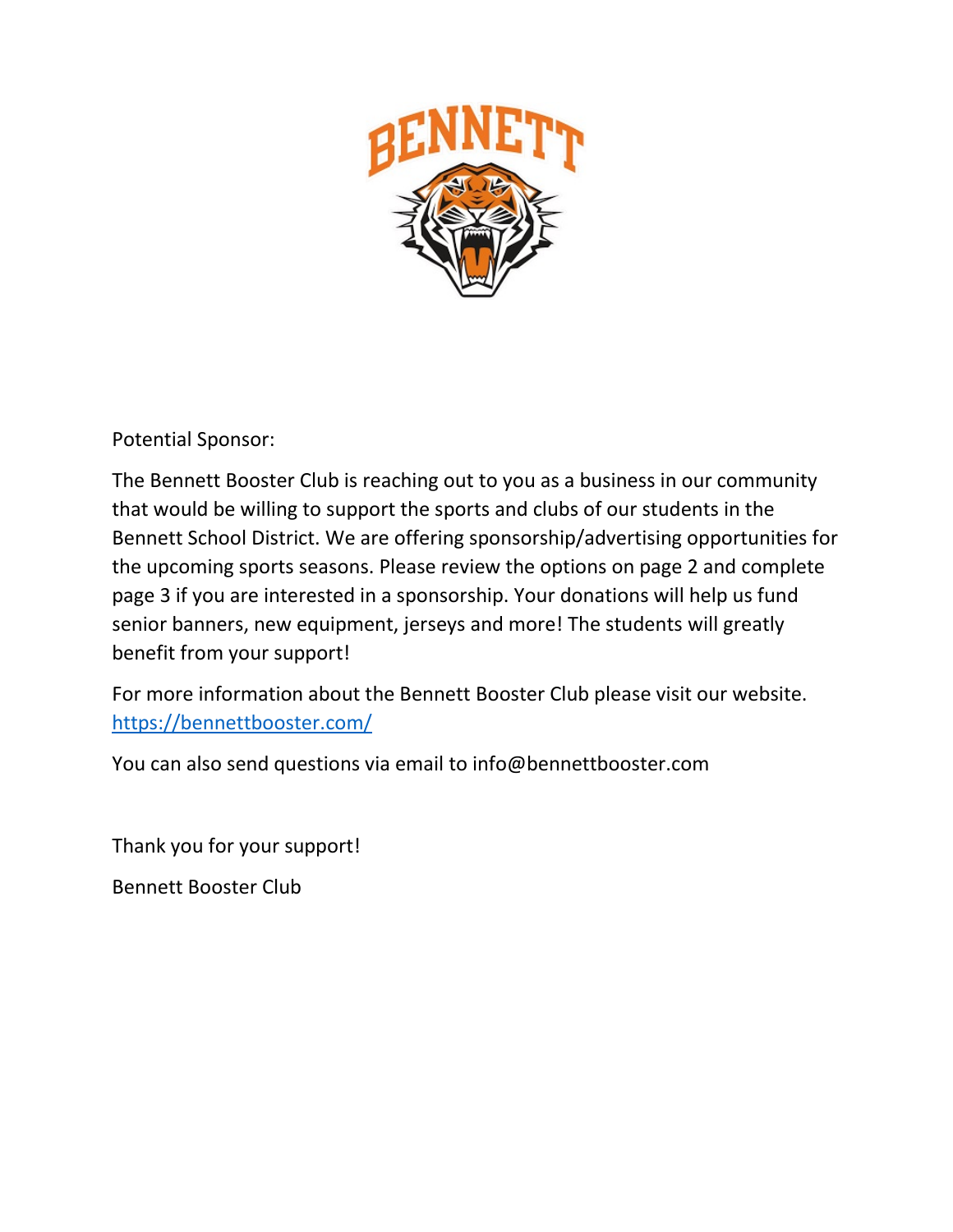Potential Sponsor:

The Bennett Booster Club is reaching out to you as a business in our community that would be willing to support the sports and clubs of our students in the Bennett School District. We are offering sponsorship/advertising opportunities for the upcoming sports seasons. Please review the options on page 2 and complete page 3 if you are interested in a sponsorship. Your donations will help us fund senior banners, new equipment, jerseys and more! The students will greatly benefit from your support!

For more information about the Bennett Booster Club please visit our website. [https://bennettbooster.com/](https://bennettbooster.com/)

You can also send questions via email to info@bennettbooster.com

Thank you for your support!

Bennett Booster Club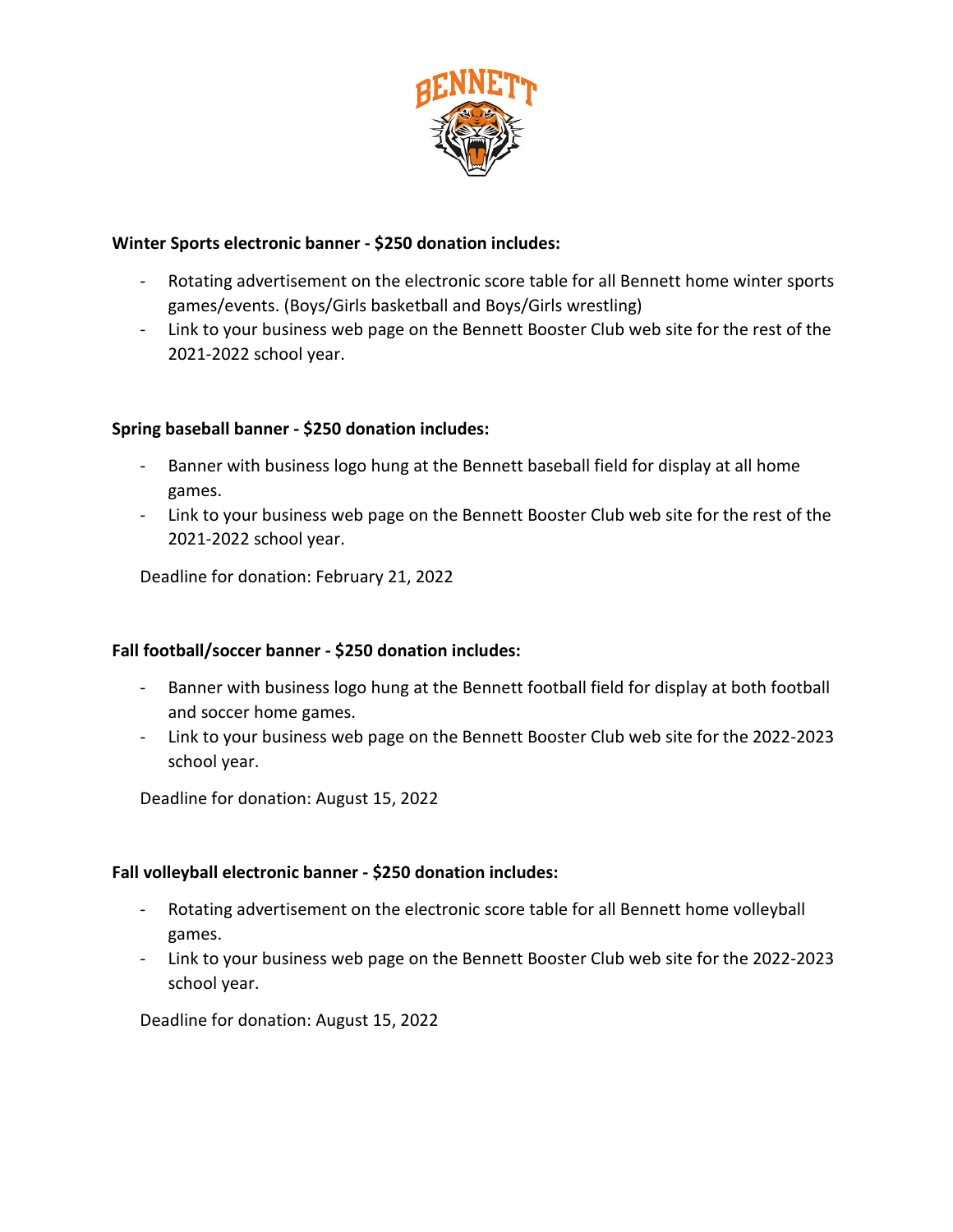**Winter Sports electronic banner - $250 donation includes:**

- Rotating advertisement on the electronic score table for all Bennett home winter sports games/events. (Boys/Girls basketball and Boys/Girls wrestling)
- Link to your business web page on the Bennett Booster Club web site for the rest of the 2021-2022 school year.

**Spring baseball banner - $250 donation includes:**

- Banner with business logo hung at the Bennett baseball field for display at all home games.
- Link to your business web page on the Bennett Booster Club web site for the rest of the 2021-2022 school year.

Deadline for donation: February 21, 2022

**Fall football/soccer banner - $250 donation includes:**

- Banner with business logo hung at the Bennett football field for display at both football and soccer home games.
- Link to your business web page on the Bennett Booster Club web site for the 2022-2023 school year.

Deadline for donation: August 15, 2022

**Fall volleyball electronic banner - $250 donation includes:**

- Rotating advertisement on the electronic score table for all Bennett home volleyball games.
- Link to your business web page on the Bennett Booster Club web site for the 2022-2023 school year.

Deadline for donation: August 15, 2022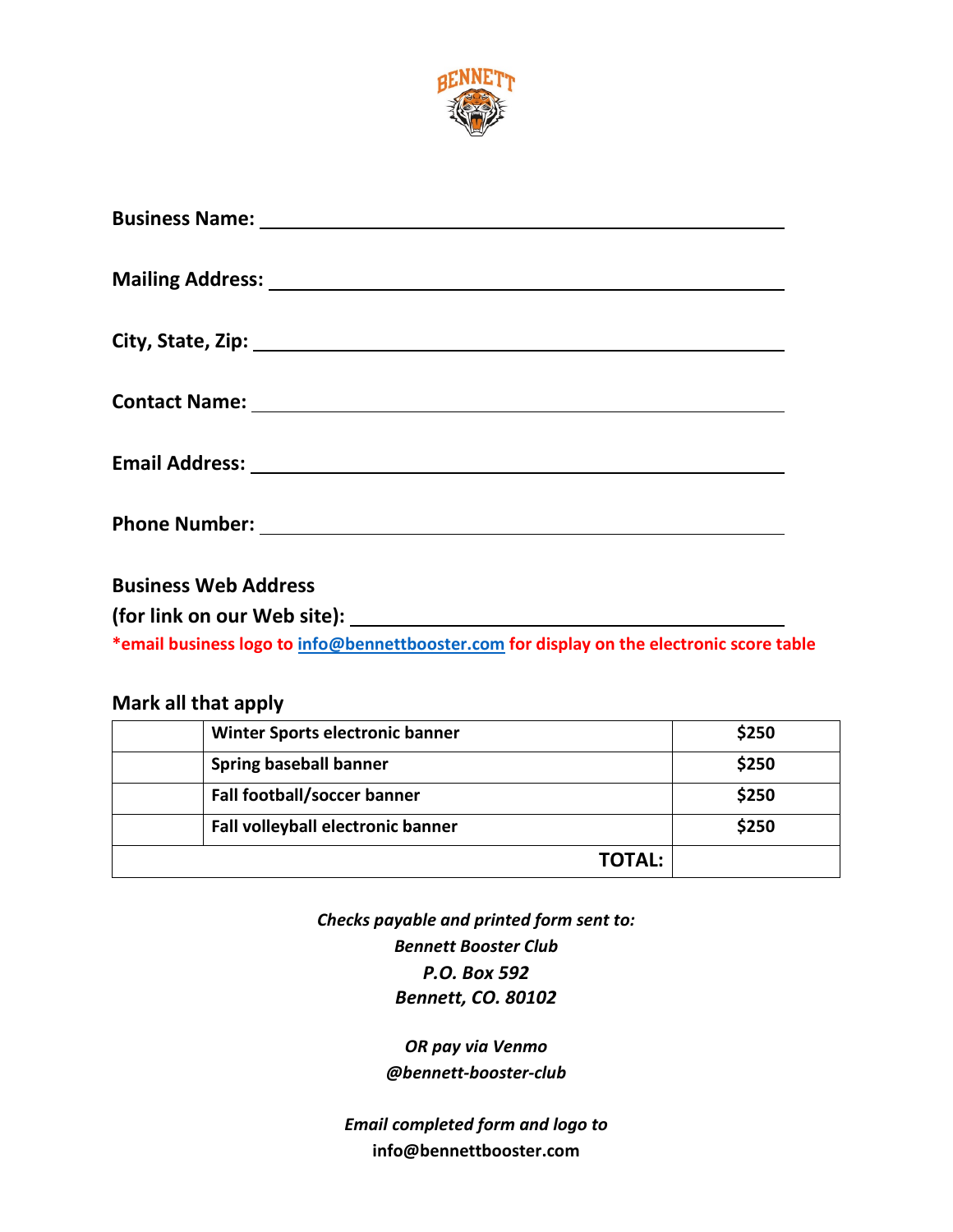BENNETT

**Business Name:** \_\_\_\_\_\_\_\_\_\_\_\_\_\_\_\_\_\_\_\_\_\_\_\_\_\_\_\_\_\_\_\_\_\_\_\_\_\_\_\_

**Mailing Address:** \_\_\_\_\_\_\_\_\_\_\_\_\_\_\_\_\_\_\_\_\_\_\_\_\_\_\_\_\_\_\_\_\_\_\_\_\_\_\_\_

**City, State, Zip:** \_\_\_\_\_\_\_\_\_\_\_\_\_\_\_\_\_\_\_\_\_\_\_\_\_\_\_\_\_\_\_\_\_\_\_\_\_\_\_\_

**Contact Name:** \_\_\_\_\_\_\_\_\_\_\_\_\_\_\_\_\_\_\_\_\_\_\_\_\_\_\_\_\_\_\_\_\_\_\_\_\_\_\_\_

**Email Address:** \_\_\_\_\_\_\_\_\_\_\_\_\_\_\_\_\_\_\_\_\_\_\_\_\_\_\_\_\_\_\_\_\_\_\_\_\_\_\_\_

**Phone Number:** \_\_\_\_\_\_\_\_\_\_\_\_\_\_\_\_\_\_\_\_\_\_\_\_\_\_\_\_\_\_\_\_\_\_\_\_\_\_\_\_

**Business Web Address**
**(for link on our Web site):** \_\_\_\_\_\_\_\_\_\_\_\_\_\_\_\_\_\_\_\_\_\_\_\_\_\_\_\_\_\_\_\_

**\*email business logo to info@bennettbooster.com for display on the electronic score table**

**Mark all that apply**

| | | |
|---|---|---|
| | **Winter Sports electronic banner** | **$250** |
| | **Spring baseball banner** | **$250** |
| | **Fall football/soccer banner** | **$250** |
| | **Fall volleyball electronic banner** | **$250** |
| | **TOTAL:** | |

***Checks payable and printed form sent to:***
***Bennett Booster Club***
***P.O. Box 592***
***Bennett, CO. 80102***

*OR pay via Venmo*
***@bennett-booster-club***

***Email completed form and logo to***
**info@bennettbooster.com**